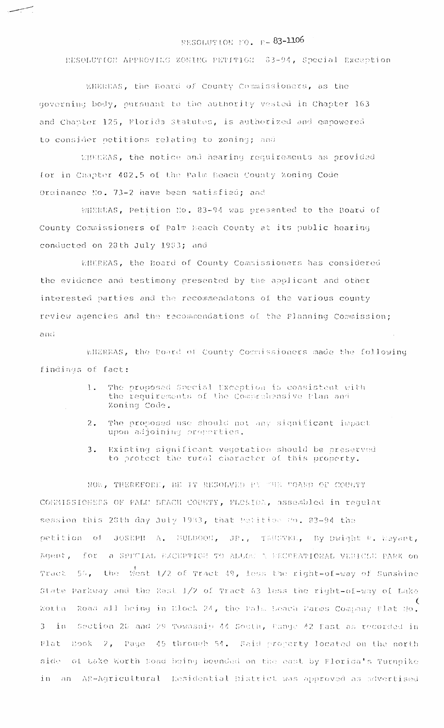RESOLUTION NO. R- 83-1106

RESOLUTION APPROVING ZONING PETITION 83-94, Special Exception

WHEREAS, the Board of County Commissioners, as the governing body, pursuant to the authority vested in Chapter 163 and Chapter 125, Florida Statutes, is authorized and empowered to consider petitions relating to zoning; and

WHEREAS, the notice and hearing requirements as provided for in Chapter 402.5 of the Palm Beach County Zoning Code Ordinance No. 73-2 have been satisfied; and

WHEREAS, Petition No. 83-94 was presented to the Board of County Commissioners of Palm Beach County at its public hearing conducted on 28th July 1983; and

WHEREAS, the Board of County Commissioners has considered the evidence and testimony presented by the applicant and other interested parties and the recommendatons of the various county review agencies and the recommendations of the Planning Commission; and

WHEREAS, the Board of County Commissioners made the following findings of fact:

1. The proposed Special Exception is consistent with the requirements of the Comprehensive Plan and Zoning Code.
2. The proposed use should not any significant impact upon adjoining properties.
3. Existing significant vegetation should be preserved to protect the rural character of this property.

NOW, THEREFORE, BE IT RESOLVED BY THE BOARD OF COUNTY COMMISSIONERS OF PALM BEACH COUNTY, FLORIDA, assembled in regular session this 28th day July 1983, that Petition No. 83-94 the petition of JOSEPH A. MULDOON, JR., TRUSTEE, By Dwight W. Bayard, Agent, for a SPECIAL EXCEPTION TO ALLOW A RECREATIONAL VEHICLE PARK on Tract 54, the West 1/2 of Tract 49, less the right-of-way of Sunshine State Parkway and the East 1/2 of Tract 63 less the right-of-way of Lake Worth Road all being in Block 24, the Palm Beach Farms Company Plat No. 3 in Section 20 and 29 Township 44 South, Range 42 East as recorded in Plat Book 2, Page 45 through 54. Said property located on the north side of Lake Worth Road being bounded on the east by Florida's Turnpike in an AR-Agricultural Residential District was approved as advertised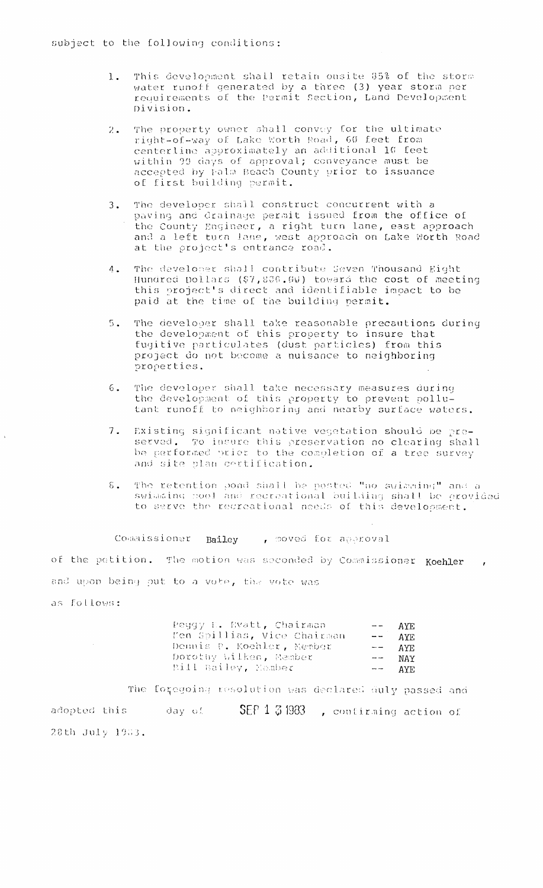subject to the following conditions:

1. This development shall retain onsite 85% of the storm water runoff generated by a three (3) year storm per requirements of the Permit Section, Land Development Division.

2. The property owner shall convey for the ultimate right-of-way of Lake Worth Road, 60 feet from centerline approximately an additional 10 feet within 90 days of approval; conveyance must be accepted by Palm Beach County prior to issuance of first building permit.

3. The developer shall construct concurrent with a paving and drainage permit issued from the office of the County Engineer, a right turn lane, east approach and a left turn lane, west approach on Lake Worth Road at the project's entrance road.

4. The developer shall contribute Seven Thousand Eight Hundred Dollars ($7,800.00) toward the cost of meeting this project's direct and identifiable impact to be paid at the time of the building permit.

5. The developer shall take reasonable precautions during the development of this property to insure that fugitive particulates (dust particles) from this project do not become a nuisance to neighboring properties.

6. The developer shall take necessary measures during the development of this property to prevent pollutant runoff to neighboring and nearby surface waters.

7. Existing significant native vegetation should be preserved. To insure this preservation no clearing shall be performed prior to the completion of a tree survey and site plan certification.

8. The retention pond shall be posted "no swimming" and a swimming pool and recreational building shall be provided to serve the recreational needs of this development.

Commissioner Bailey, moved for approval of the petition. The motion was seconded by Commissioner Koehler, and upon being put to a vote, the vote was as follows:

| | | |
|---|---|---|
| Peggy E. Evatt, Chairman | -- | AYE |
| Ken Spillias, Vice Chairman | -- | AYE |
| Dennis P. Koehler, Member | -- | AYE |
| Dorothy Wilken, Member | -- | NAY |
| Bill Bailey, Member | -- | AYE |

The foregoing resolution was declared duly passed and adopted this day of SEP 13 1983, confirming action of 28th July 1983.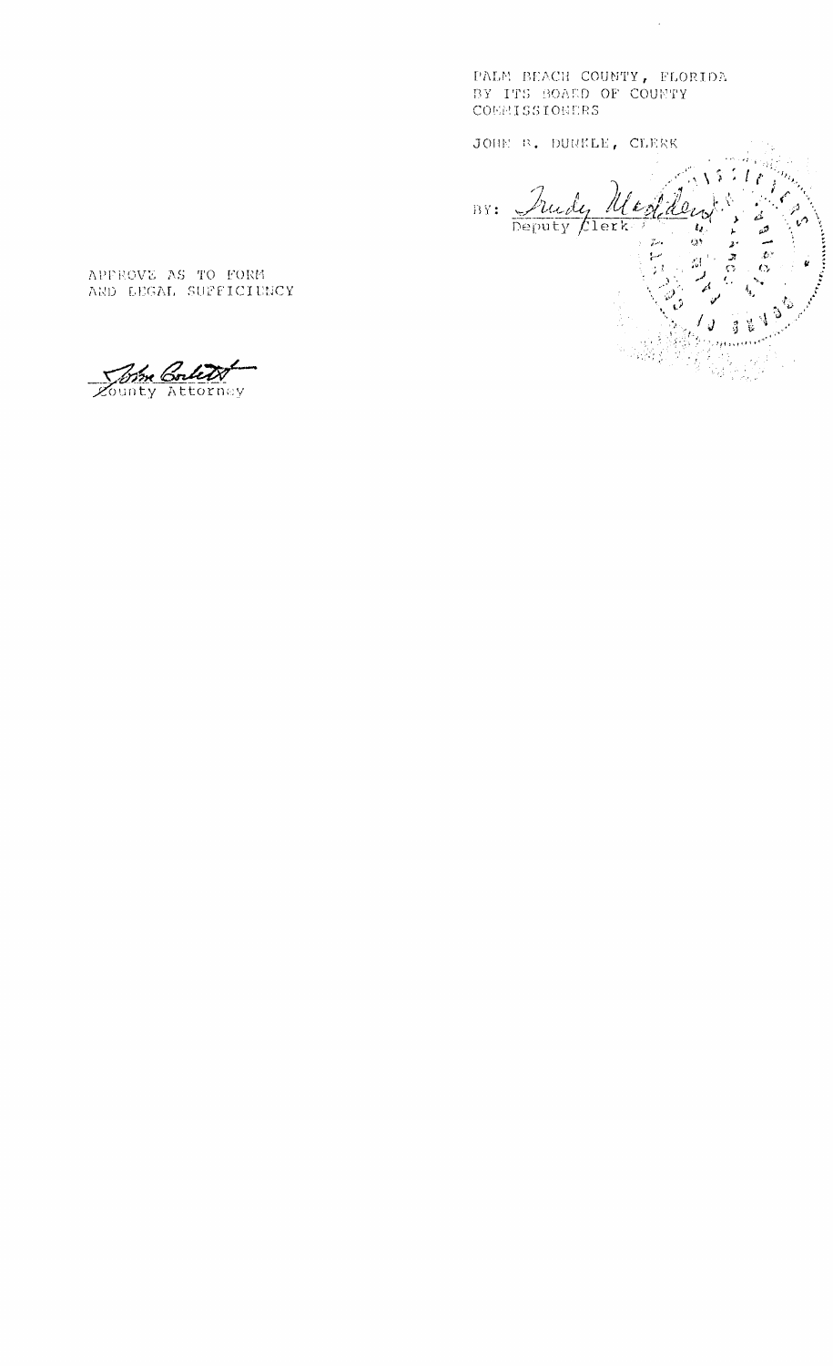PALM BEACH COUNTY, FLORIDA
BY ITS BOARD OF COUNTY
COMMISSIONERS

JOHN B. DUNKLE, CLERK

BY: Trudy Madden
Deputy Clerk

APPROVE AS TO FORM
AND LEGAL SUFFICIENCY

John Corbett
County Attorney